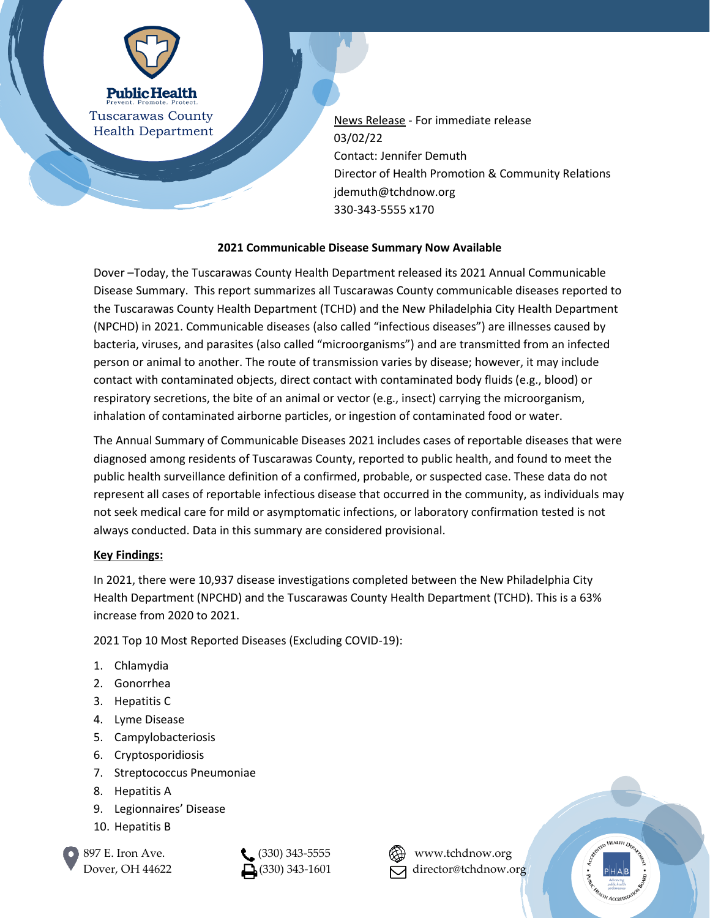Public Health
Prevent. Promote. Protect.
Tuscarawas County Health Department

News Release - For immediate release
03/02/22
Contact: Jennifer Demuth
Director of Health Promotion & Community Relations
jdemuth@tchdnow.org
330-343-5555 x170

**2021 Communicable Disease Summary Now Available**

Dover –Today, the Tuscarawas County Health Department released its 2021 Annual Communicable Disease Summary. This report summarizes all Tuscarawas County communicable diseases reported to the Tuscarawas County Health Department (TCHD) and the New Philadelphia City Health Department (NPCHD) in 2021. Communicable diseases (also called "infectious diseases") are illnesses caused by bacteria, viruses, and parasites (also called "microorganisms") and are transmitted from an infected person or animal to another. The route of transmission varies by disease; however, it may include contact with contaminated objects, direct contact with contaminated body fluids (e.g., blood) or respiratory secretions, the bite of an animal or vector (e.g., insect) carrying the microorganism, inhalation of contaminated airborne particles, or ingestion of contaminated food or water.

The Annual Summary of Communicable Diseases 2021 includes cases of reportable diseases that were diagnosed among residents of Tuscarawas County, reported to public health, and found to meet the public health surveillance definition of a confirmed, probable, or suspected case. These data do not represent all cases of reportable infectious disease that occurred in the community, as individuals may not seek medical care for mild or asymptomatic infections, or laboratory confirmation tested is not always conducted. Data in this summary are considered provisional.

**Key Findings:**

In 2021, there were 10,937 disease investigations completed between the New Philadelphia City Health Department (NPCHD) and the Tuscarawas County Health Department (TCHD). This is a 63% increase from 2020 to 2021.

2021 Top 10 Most Reported Diseases (Excluding COVID-19):

1. Chlamydia
2. Gonorrhea
3. Hepatitis C
4. Lyme Disease
5. Campylobacteriosis
6. Cryptosporidiosis
7. Streptococcus Pneumoniae
8. Hepatitis A
9. Legionnaires' Disease
10. Hepatitis B

897 E. Iron Ave.
Dover, OH 44622

(330) 343-5555
(330) 343-1601

www.tchdnow.org
director@tchdnow.org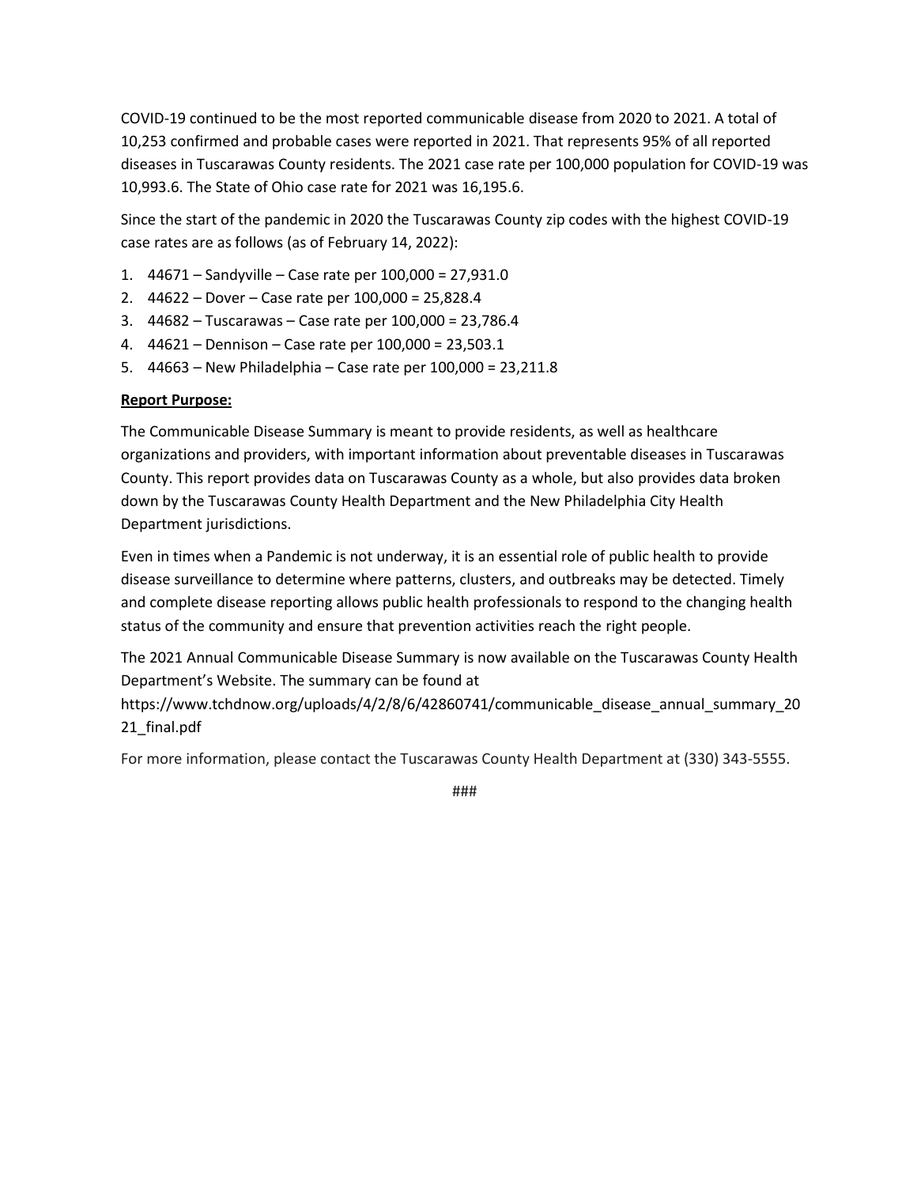COVID-19 continued to be the most reported communicable disease from 2020 to 2021. A total of 10,253 confirmed and probable cases were reported in 2021. That represents 95% of all reported diseases in Tuscarawas County residents. The 2021 case rate per 100,000 population for COVID-19 was 10,993.6. The State of Ohio case rate for 2021 was 16,195.6.

Since the start of the pandemic in 2020 the Tuscarawas County zip codes with the highest COVID-19 case rates are as follows (as of February 14, 2022):

1. 44671 – Sandyville – Case rate per 100,000 = 27,931.0
2. 44622 – Dover – Case rate per 100,000 = 25,828.4
3. 44682 – Tuscarawas – Case rate per 100,000 = 23,786.4
4. 44621 – Dennison – Case rate per 100,000 = 23,503.1
5. 44663 – New Philadelphia – Case rate per 100,000 = 23,211.8

**Report Purpose:**

The Communicable Disease Summary is meant to provide residents, as well as healthcare organizations and providers, with important information about preventable diseases in Tuscarawas County. This report provides data on Tuscarawas County as a whole, but also provides data broken down by the Tuscarawas County Health Department and the New Philadelphia City Health Department jurisdictions.

Even in times when a Pandemic is not underway, it is an essential role of public health to provide disease surveillance to determine where patterns, clusters, and outbreaks may be detected. Timely and complete disease reporting allows public health professionals to respond to the changing health status of the community and ensure that prevention activities reach the right people.

The 2021 Annual Communicable Disease Summary is now available on the Tuscarawas County Health Department's Website. The summary can be found at https://www.tchdnow.org/uploads/4/2/8/6/42860741/communicable_disease_annual_summary_2021_final.pdf

For more information, please contact the Tuscarawas County Health Department at (330) 343-5555.

###